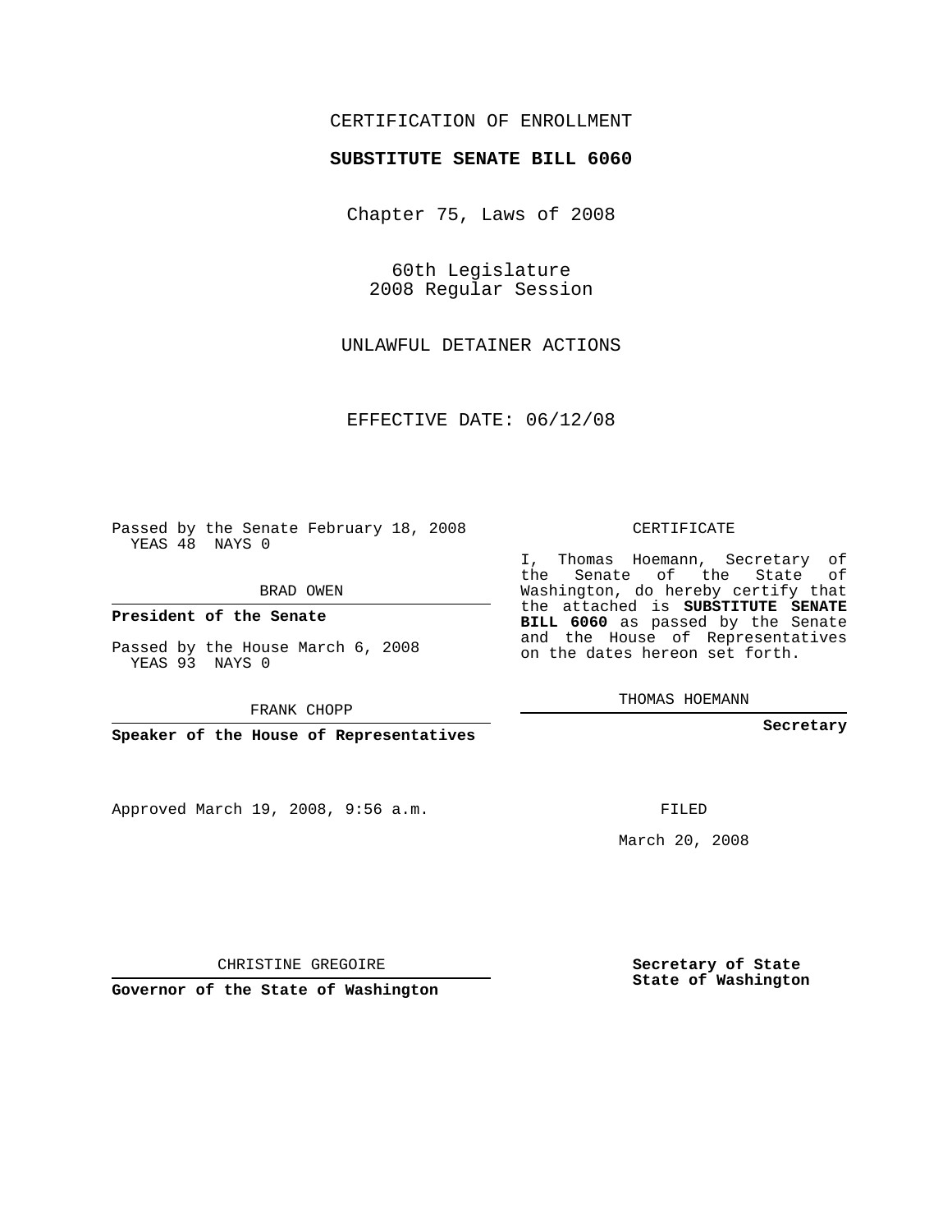CERTIFICATION OF ENROLLMENT

**SUBSTITUTE SENATE BILL 6060**

Chapter 75, Laws of 2008

60th Legislature
2008 Regular Session

UNLAWFUL DETAINER ACTIONS

EFFECTIVE DATE: 06/12/08

Passed by the Senate February 18, 2008
YEAS 48 NAYS 0

BRAD OWEN

**President of the Senate**

Passed by the House March 6, 2008
YEAS 93 NAYS 0

FRANK CHOPP

**Speaker of the House of Representatives**

CERTIFICATE

I, Thomas Hoemann, Secretary of the Senate of the State of Washington, do hereby certify that the attached is **SUBSTITUTE SENATE BILL 6060** as passed by the Senate and the House of Representatives on the dates hereon set forth.

THOMAS HOEMANN

**Secretary**

Approved March 19, 2008, 9:56 a.m.

FILED

March 20, 2008

CHRISTINE GREGOIRE

**Governor of the State of Washington**

**Secretary of State
State of Washington**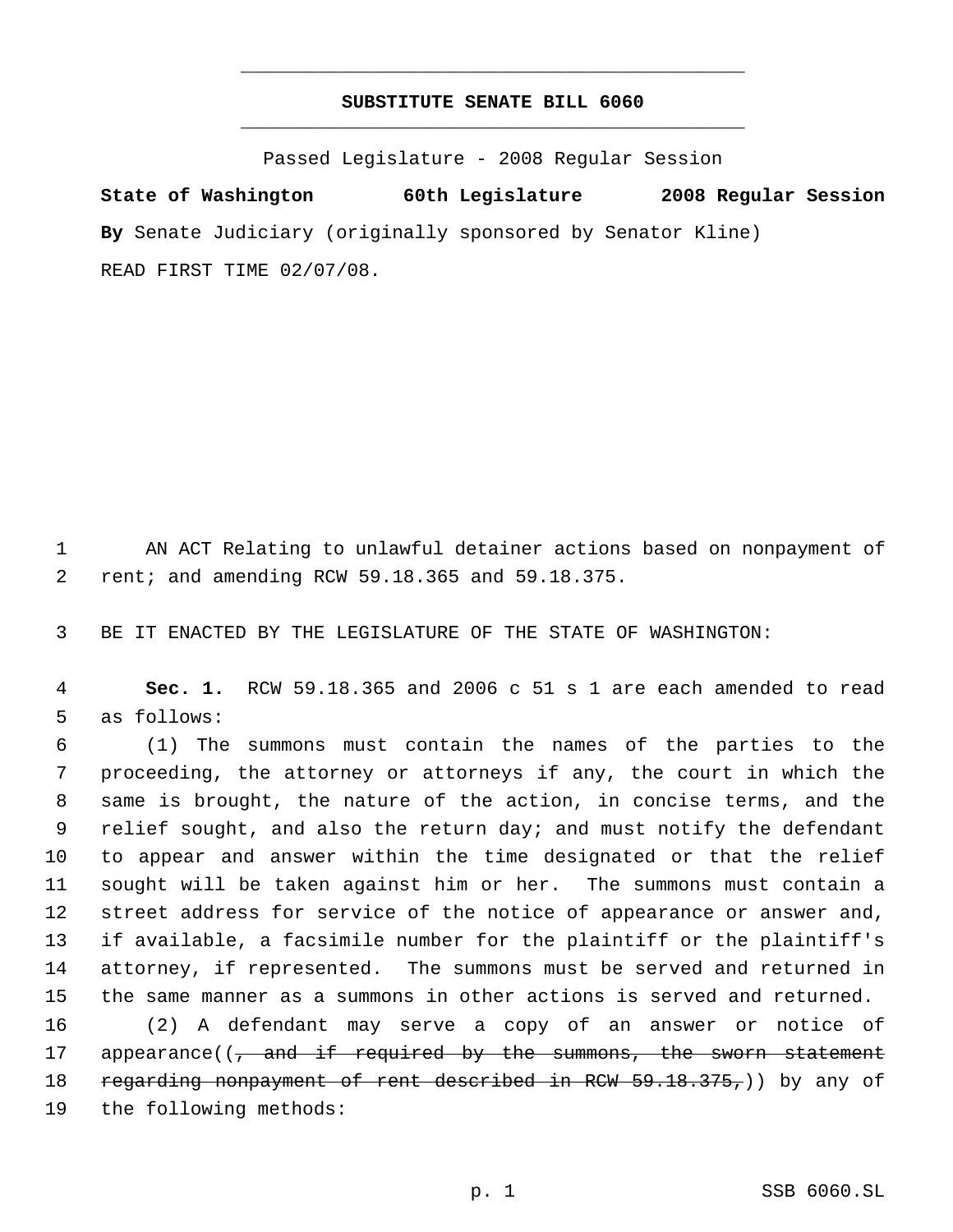# SUBSTITUTE SENATE BILL 6060

Passed Legislature - 2008 Regular Session

**State of Washington 60th Legislature 2008 Regular Session**

**By** Senate Judiciary (originally sponsored by Senator Kline)

READ FIRST TIME 02/07/08.

AN ACT Relating to unlawful detainer actions based on nonpayment of rent; and amending RCW 59.18.365 and 59.18.375.

BE IT ENACTED BY THE LEGISLATURE OF THE STATE OF WASHINGTON:

**Sec. 1.** RCW 59.18.365 and 2006 c 51 s 1 are each amended to read as follows:

(1) The summons must contain the names of the parties to the proceeding, the attorney or attorneys if any, the court in which the same is brought, the nature of the action, in concise terms, and the relief sought, and also the return day; and must notify the defendant to appear and answer within the time designated or that the relief sought will be taken against him or her. The summons must contain a street address for service of the notice of appearance or answer and, if available, a facsimile number for the plaintiff or the plaintiff's attorney, if represented. The summons must be served and returned in the same manner as a summons in other actions is served and returned.

(2) A defendant may serve a copy of an answer or notice of appearance((~~, and if required by the summons, the sworn statement regarding nonpayment of rent described in RCW 59.18.375,~~)) by any of the following methods: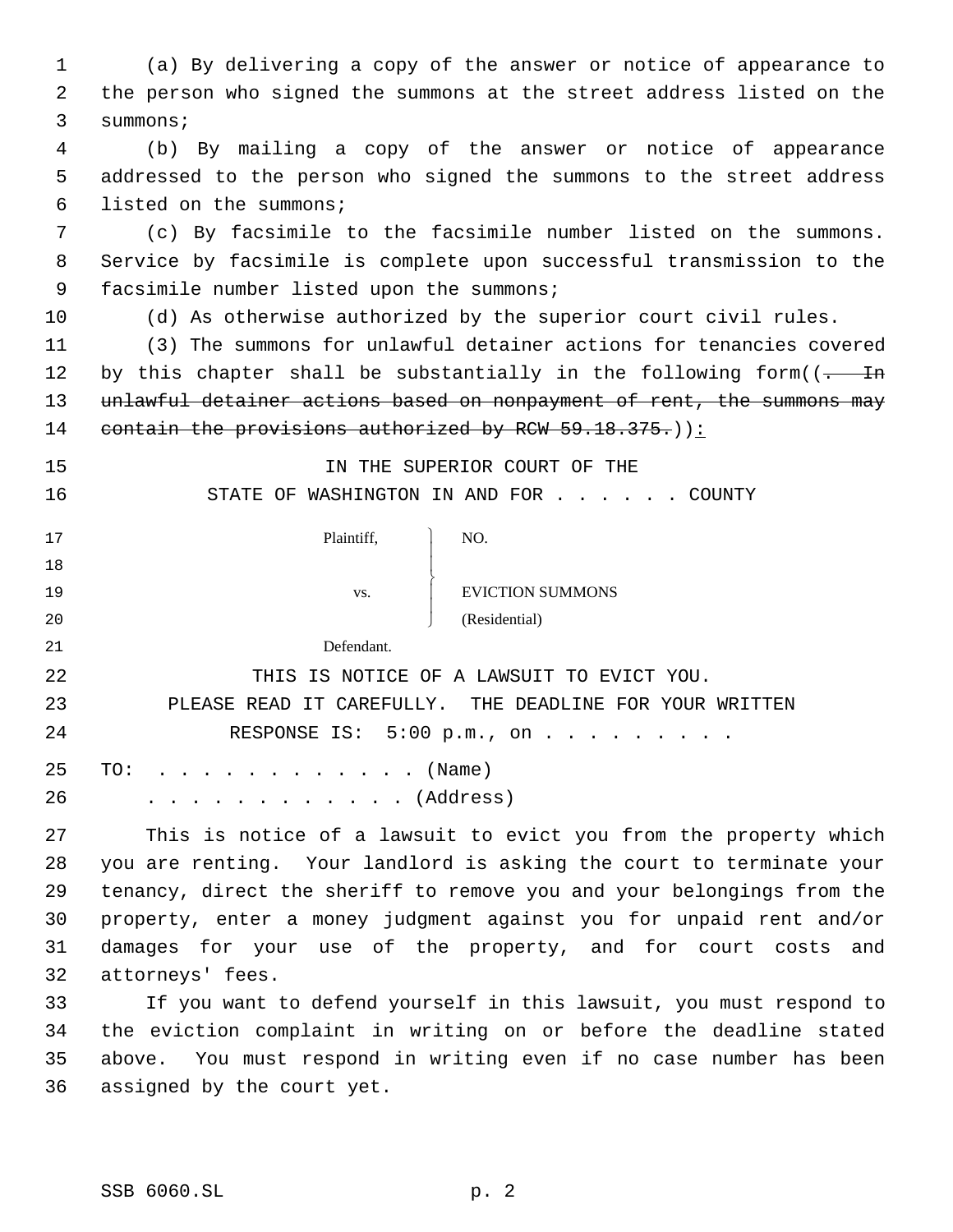(a) By delivering a copy of the answer or notice of appearance to the person who signed the summons at the street address listed on the summons;

(b) By mailing a copy of the answer or notice of appearance addressed to the person who signed the summons to the street address listed on the summons;

(c) By facsimile to the facsimile number listed on the summons. Service by facsimile is complete upon successful transmission to the facsimile number listed upon the summons;

(d) As otherwise authorized by the superior court civil rules.

(3) The summons for unlawful detainer actions for tenancies covered by this chapter shall be substantially in the following form((~~. In unlawful detainer actions based on nonpayment of rent, the summons may contain the provisions authorized by RCW 59.18.375.~~)):

IN THE SUPERIOR COURT OF THE
STATE OF WASHINGTON IN AND FOR . . . . . . COUNTY

| | |
|---|---|
| Plaintiff, | NO. |
| vs. | EVICTION SUMMONS (Residential) |
| Defendant. | |

THIS IS NOTICE OF A LAWSUIT TO EVICT YOU.
PLEASE READ IT CAREFULLY. THE DEADLINE FOR YOUR WRITTEN RESPONSE IS: 5:00 p.m., on . . . . . . . . .

TO: . . . . . . . . . . . . (Name)
. . . . . . . . . . . . (Address)

This is notice of a lawsuit to evict you from the property which you are renting. Your landlord is asking the court to terminate your tenancy, direct the sheriff to remove you and your belongings from the property, enter a money judgment against you for unpaid rent and/or damages for your use of the property, and for court costs and attorneys' fees.

If you want to defend yourself in this lawsuit, you must respond to the eviction complaint in writing on or before the deadline stated above. You must respond in writing even if no case number has been assigned by the court yet.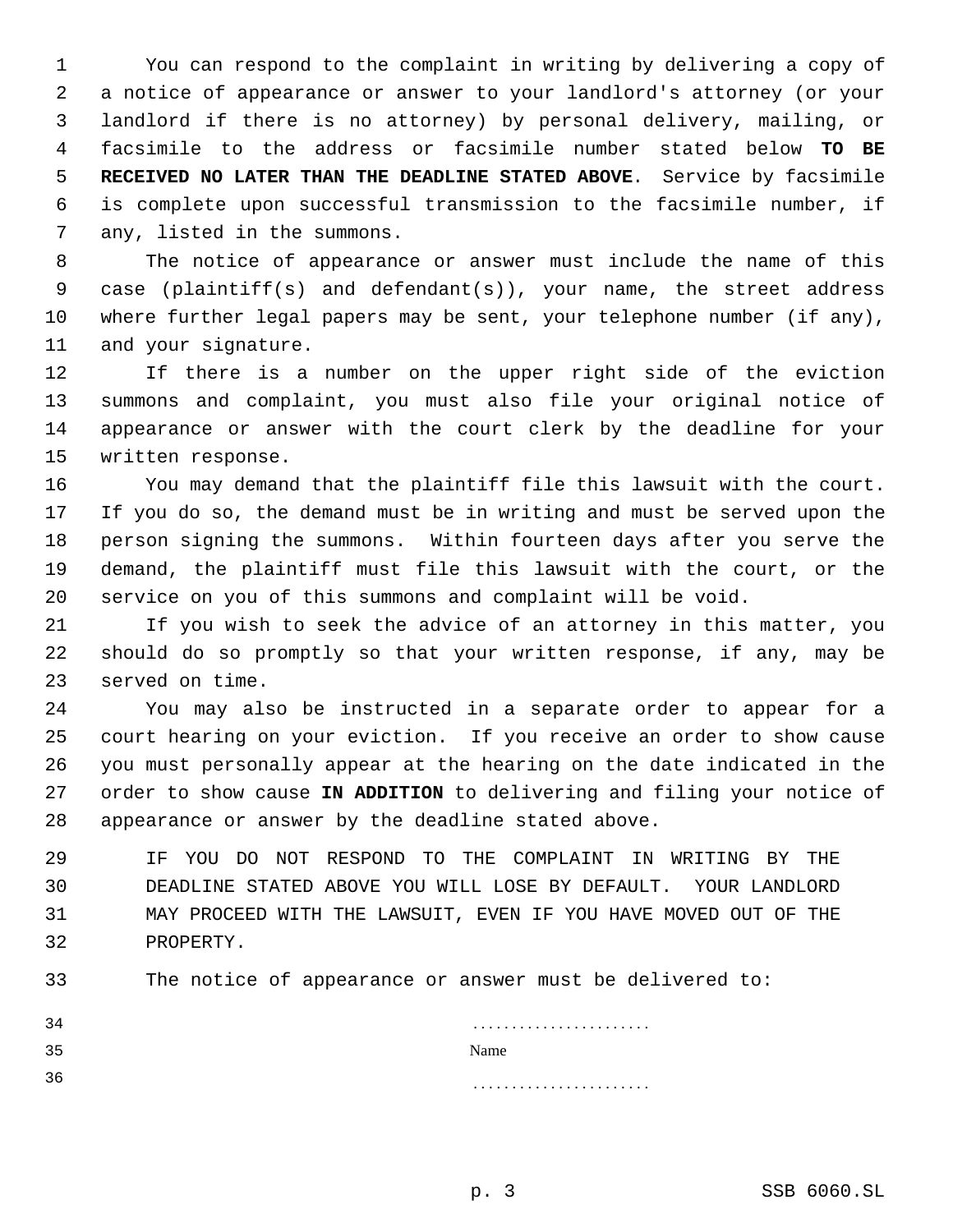You can respond to the complaint in writing by delivering a copy of a notice of appearance or answer to your landlord's attorney (or your landlord if there is no attorney) by personal delivery, mailing, or facsimile to the address or facsimile number stated below **TO BE RECEIVED NO LATER THAN THE DEADLINE STATED ABOVE**. Service by facsimile is complete upon successful transmission to the facsimile number, if any, listed in the summons.

The notice of appearance or answer must include the name of this case (plaintiff(s) and defendant(s)), your name, the street address where further legal papers may be sent, your telephone number (if any), and your signature.

If there is a number on the upper right side of the eviction summons and complaint, you must also file your original notice of appearance or answer with the court clerk by the deadline for your written response.

You may demand that the plaintiff file this lawsuit with the court. If you do so, the demand must be in writing and must be served upon the person signing the summons. Within fourteen days after you serve the demand, the plaintiff must file this lawsuit with the court, or the service on you of this summons and complaint will be void.

If you wish to seek the advice of an attorney in this matter, you should do so promptly so that your written response, if any, may be served on time.

You may also be instructed in a separate order to appear for a court hearing on your eviction. If you receive an order to show cause you must personally appear at the hearing on the date indicated in the order to show cause **IN ADDITION** to delivering and filing your notice of appearance or answer by the deadline stated above.

IF YOU DO NOT RESPOND TO THE COMPLAINT IN WRITING BY THE DEADLINE STATED ABOVE YOU WILL LOSE BY DEFAULT. YOUR LANDLORD MAY PROCEED WITH THE LAWSUIT, EVEN IF YOU HAVE MOVED OUT OF THE PROPERTY.

The notice of appearance or answer must be delivered to:

.......................
Name
.......................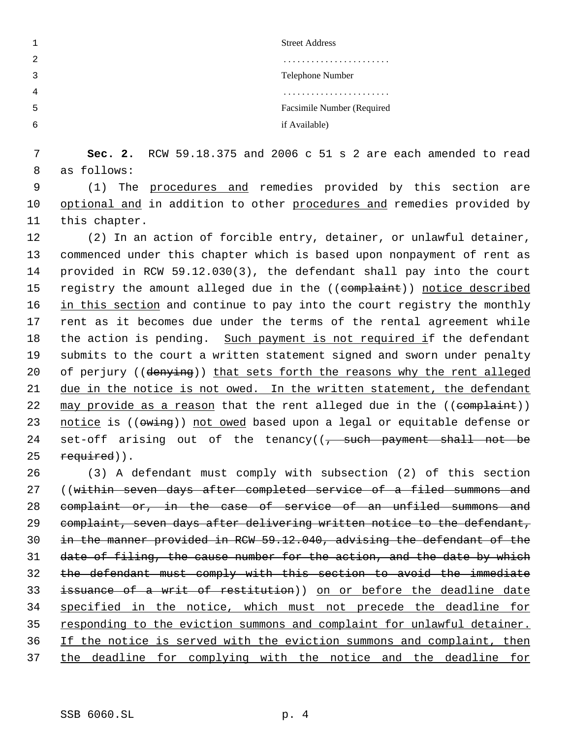Street Address

. . . . . . . . . . . . . . . . . . . . . . .

Telephone Number

. . . . . . . . . . . . . . . . . . . . . . .

Facsimile Number (Required if Available)

**Sec. 2.** RCW 59.18.375 and 2006 c 51 s 2 are each amended to read as follows:

(1) The <u>procedures and</u> remedies provided by this section are <u>optional and</u> in addition to other <u>procedures and</u> remedies provided by this chapter.

(2) In an action of forcible entry, detainer, or unlawful detainer, commenced under this chapter which is based upon nonpayment of rent as provided in RCW 59.12.030(3), the defendant shall pay into the court registry the amount alleged due in the ((~~complaint~~)) <u>notice described in this section</u> and continue to pay into the court registry the monthly rent as it becomes due under the terms of the rental agreement while the action is pending. <u>Such payment is not required i</u>f the defendant submits to the court a written statement signed and sworn under penalty of perjury ((~~denying~~)) <u>that sets forth the reasons why the rent alleged due in the notice is not owed. In the written statement, the defendant may provide as a reason</u> that the rent alleged due in the ((~~complaint~~)) <u>notice</u> is ((~~owing~~)) <u>not owed</u> based upon a legal or equitable defense or set-off arising out of the tenancy((~~, such payment shall not be required~~)).

(3) A defendant must comply with subsection (2) of this section ((~~within seven days after completed service of a filed summons and complaint or, in the case of service of an unfiled summons and complaint, seven days after delivering written notice to the defendant, in the manner provided in RCW 59.12.040, advising the defendant of the date of filing, the cause number for the action, and the date by which the defendant must comply with this section to avoid the immediate issuance of a writ of restitution~~)) <u>on or before the deadline date specified in the notice, which must not precede the deadline for responding to the eviction summons and complaint for unlawful detainer. If the notice is served with the eviction summons and complaint, then the deadline for complying with the notice and the deadline for</u>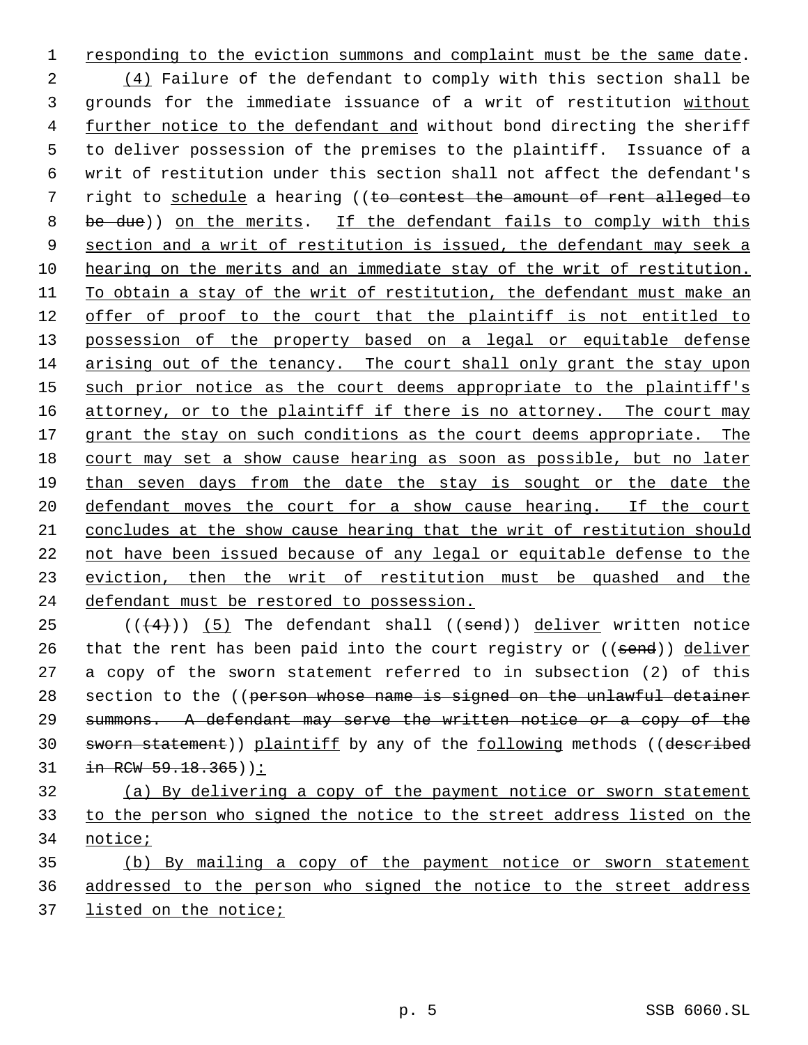responding to the eviction summons and complaint must be the same date.

(4) Failure of the defendant to comply with this section shall be grounds for the immediate issuance of a writ of restitution without further notice to the defendant and without bond directing the sheriff to deliver possession of the premises to the plaintiff. Issuance of a writ of restitution under this section shall not affect the defendant's right to schedule a hearing ((~~to contest the amount of rent alleged to be due~~)) on the merits. If the defendant fails to comply with this section and a writ of restitution is issued, the defendant may seek a hearing on the merits and an immediate stay of the writ of restitution. To obtain a stay of the writ of restitution, the defendant must make an offer of proof to the court that the plaintiff is not entitled to possession of the property based on a legal or equitable defense arising out of the tenancy. The court shall only grant the stay upon such prior notice as the court deems appropriate to the plaintiff's attorney, or to the plaintiff if there is no attorney. The court may grant the stay on such conditions as the court deems appropriate. The court may set a show cause hearing as soon as possible, but no later than seven days from the date the stay is sought or the date the defendant moves the court for a show cause hearing. If the court concludes at the show cause hearing that the writ of restitution should not have been issued because of any legal or equitable defense to the eviction, then the writ of restitution must be quashed and the defendant must be restored to possession.

((~~(4)~~)) (5) The defendant shall ((~~send~~)) deliver written notice that the rent has been paid into the court registry or ((~~send~~)) deliver a copy of the sworn statement referred to in subsection (2) of this section to the ((~~person whose name is signed on the unlawful detainer summons. A defendant may serve the written notice or a copy of the sworn statement~~)) plaintiff by any of the following methods ((~~described in RCW 59.18.365~~)):

(a) By delivering a copy of the payment notice or sworn statement to the person who signed the notice to the street address listed on the notice;

(b) By mailing a copy of the payment notice or sworn statement addressed to the person who signed the notice to the street address listed on the notice;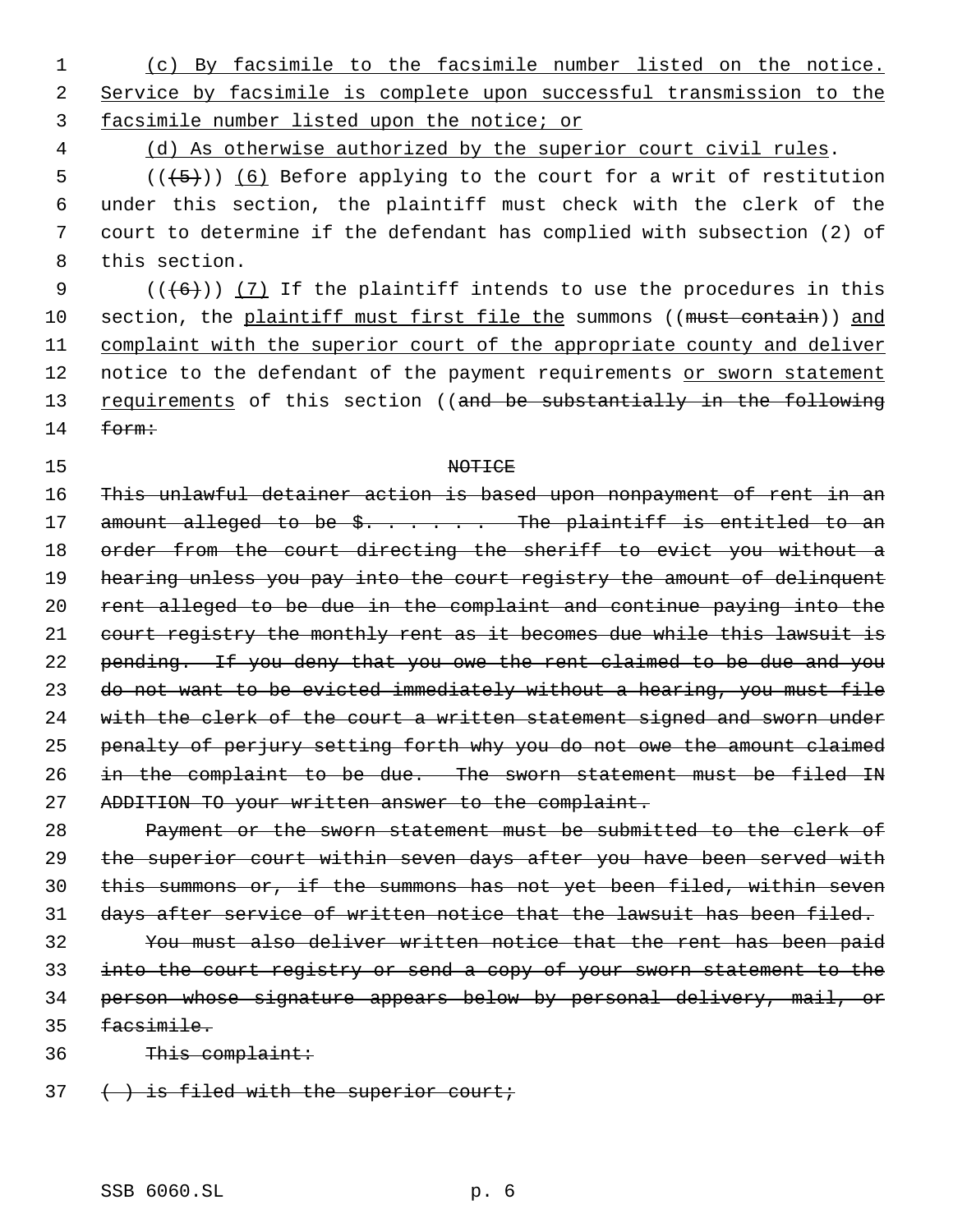(c) By facsimile to the facsimile number listed on the notice. Service by facsimile is complete upon successful transmission to the facsimile number listed upon the notice; or

(d) As otherwise authorized by the superior court civil rules.

(((5))) (6) Before applying to the court for a writ of restitution under this section, the plaintiff must check with the clerk of the court to determine if the defendant has complied with subsection (2) of this section.

(((6))) (7) If the plaintiff intends to use the procedures in this section, the plaintiff must first file the summons ((must contain)) and complaint with the superior court of the appropriate county and deliver notice to the defendant of the payment requirements or sworn statement requirements of this section ((and be substantially in the following form:

NOTICE

This unlawful detainer action is based upon nonpayment of rent in an amount alleged to be $. . . . . . The plaintiff is entitled to an order from the court directing the sheriff to evict you without a hearing unless you pay into the court registry the amount of delinquent rent alleged to be due in the complaint and continue paying into the court registry the monthly rent as it becomes due while this lawsuit is pending. If you deny that you owe the rent claimed to be due and you do not want to be evicted immediately without a hearing, you must file with the clerk of the court a written statement signed and sworn under penalty of perjury setting forth why you do not owe the amount claimed in the complaint to be due. The sworn statement must be filed IN ADDITION TO your written answer to the complaint.

Payment or the sworn statement must be submitted to the clerk of the superior court within seven days after you have been served with this summons or, if the summons has not yet been filed, within seven days after service of written notice that the lawsuit has been filed.

You must also deliver written notice that the rent has been paid into the court registry or send a copy of your sworn statement to the person whose signature appears below by personal delivery, mail, or facsimile.

This complaint:

( ) is filed with the superior court;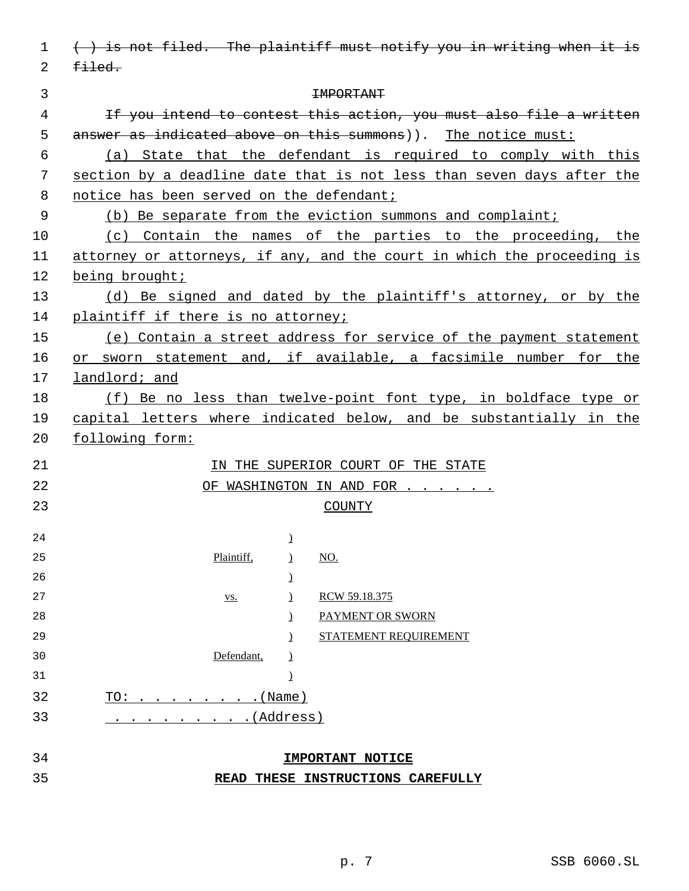~~( ) is not filed. The plaintiff must notify you in writing when it is filed.~~

~~IMPORTANT~~

~~If you intend to contest this action, you must also file a written answer as indicated above on this summons~~)). The notice must:

(a) State that the defendant is required to comply with this section by a deadline date that is not less than seven days after the notice has been served on the defendant;

(b) Be separate from the eviction summons and complaint;

(c) Contain the names of the parties to the proceeding, the attorney or attorneys, if any, and the court in which the proceeding is being brought;

(d) Be signed and dated by the plaintiff's attorney, or by the plaintiff if there is no attorney;

(e) Contain a street address for service of the payment statement or sworn statement and, if available, a facsimile number for the landlord; and

(f) Be no less than twelve-point font type, in boldface type or capital letters where indicated below, and be substantially in the following form:

IN THE SUPERIOR COURT OF THE STATE
OF WASHINGTON IN AND FOR . . . . . .
COUNTY

| | | |
|---|---|---|
| | ) | |
| Plaintiff, | ) | NO. |
| | ) | |
| vs. | ) | RCW 59.18.375 |
| | ) | PAYMENT OR SWORN |
| | ) | STATEMENT REQUIREMENT |
| Defendant, | ) | |
| | ) | |

TO: . . . . . . . . .(Name)
. . . . . . . . . .(Address)

**IMPORTANT NOTICE**

**READ THESE INSTRUCTIONS CAREFULLY**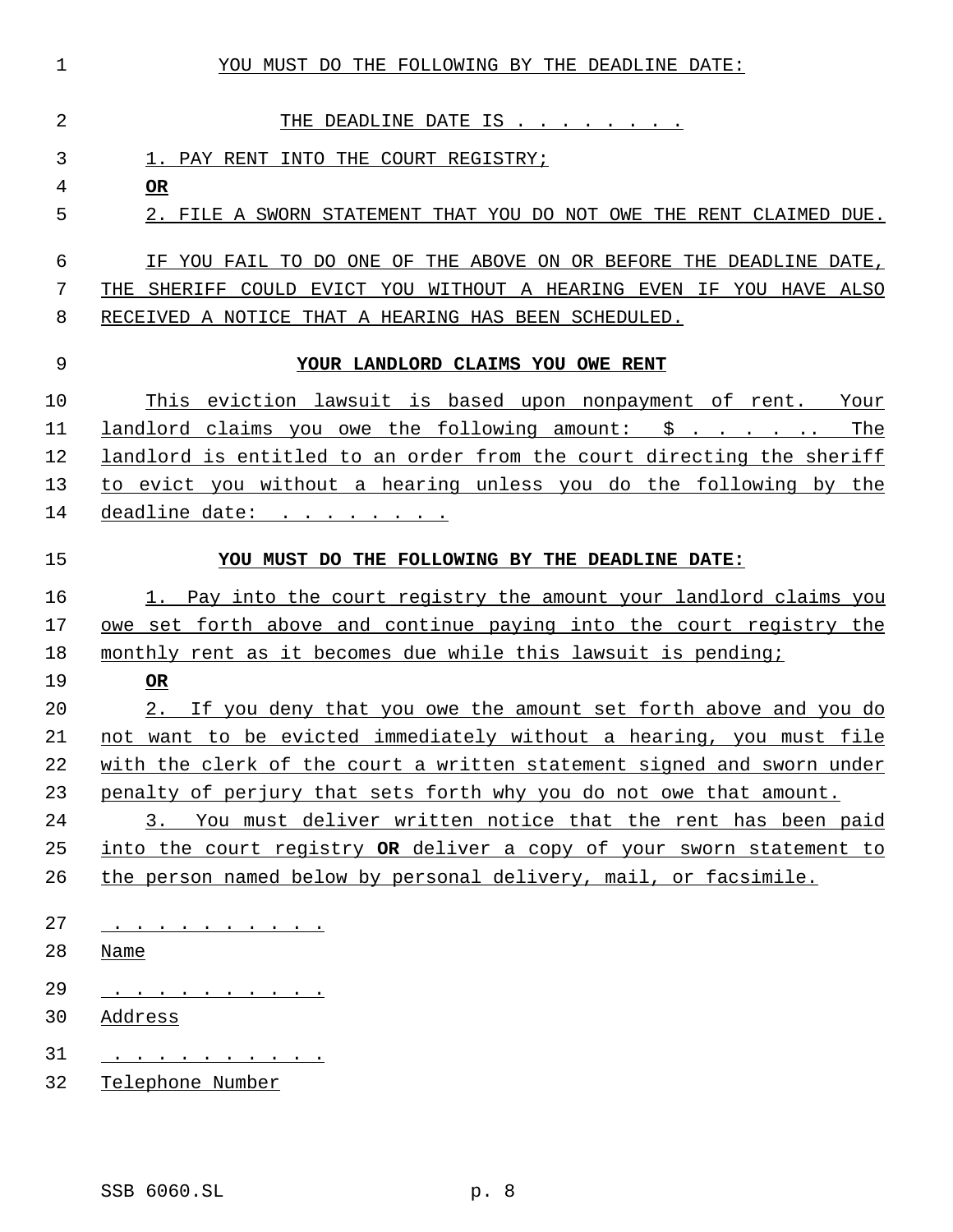YOU MUST DO THE FOLLOWING BY THE DEADLINE DATE:

THE DEADLINE DATE IS . . . . . . . .

1. PAY RENT INTO THE COURT REGISTRY;

**OR**

2. FILE A SWORN STATEMENT THAT YOU DO NOT OWE THE RENT CLAIMED DUE.

IF YOU FAIL TO DO ONE OF THE ABOVE ON OR BEFORE THE DEADLINE DATE, THE SHERIFF COULD EVICT YOU WITHOUT A HEARING EVEN IF YOU HAVE ALSO RECEIVED A NOTICE THAT A HEARING HAS BEEN SCHEDULED.

**YOUR LANDLORD CLAIMS YOU OWE RENT**

This eviction lawsuit is based upon nonpayment of rent. Your landlord claims you owe the following amount: $ . . . . . .. The landlord is entitled to an order from the court directing the sheriff to evict you without a hearing unless you do the following by the deadline date: . . . . . . . .

**YOU MUST DO THE FOLLOWING BY THE DEADLINE DATE:**

1. Pay into the court registry the amount your landlord claims you owe set forth above and continue paying into the court registry the monthly rent as it becomes due while this lawsuit is pending;

**OR**

2. If you deny that you owe the amount set forth above and you do not want to be evicted immediately without a hearing, you must file with the clerk of the court a written statement signed and sworn under penalty of perjury that sets forth why you do not owe that amount.

3. You must deliver written notice that the rent has been paid into the court registry **OR** deliver a copy of your sworn statement to the person named below by personal delivery, mail, or facsimile.

. . . . . . . . . . .
Name

. . . . . . . . . . .
Address

. . . . . . . . . . .
Telephone Number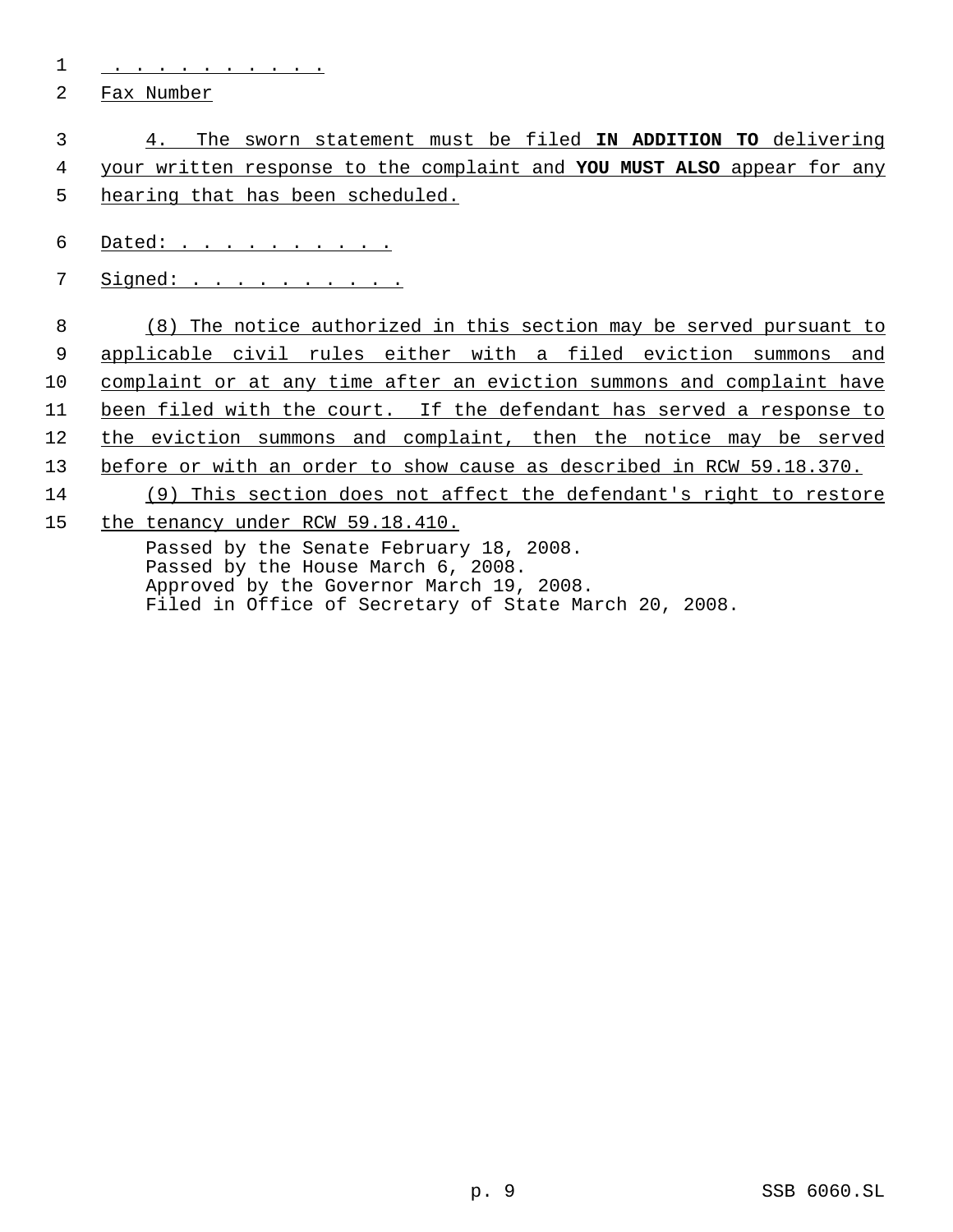. . . . . . . . . . .

Fax Number

4. The sworn statement must be filed **IN ADDITION TO** delivering your written response to the complaint and **YOU MUST ALSO** appear for any hearing that has been scheduled.

Dated: . . . . . . . . . . .

Signed: . . . . . . . . . . .

(8) The notice authorized in this section may be served pursuant to applicable civil rules either with a filed eviction summons and complaint or at any time after an eviction summons and complaint have been filed with the court. If the defendant has served a response to the eviction summons and complaint, then the notice may be served before or with an order to show cause as described in RCW 59.18.370.

(9) This section does not affect the defendant's right to restore the tenancy under RCW 59.18.410.

Passed by the Senate February 18, 2008.
Passed by the House March 6, 2008.
Approved by the Governor March 19, 2008.
Filed in Office of Secretary of State March 20, 2008.